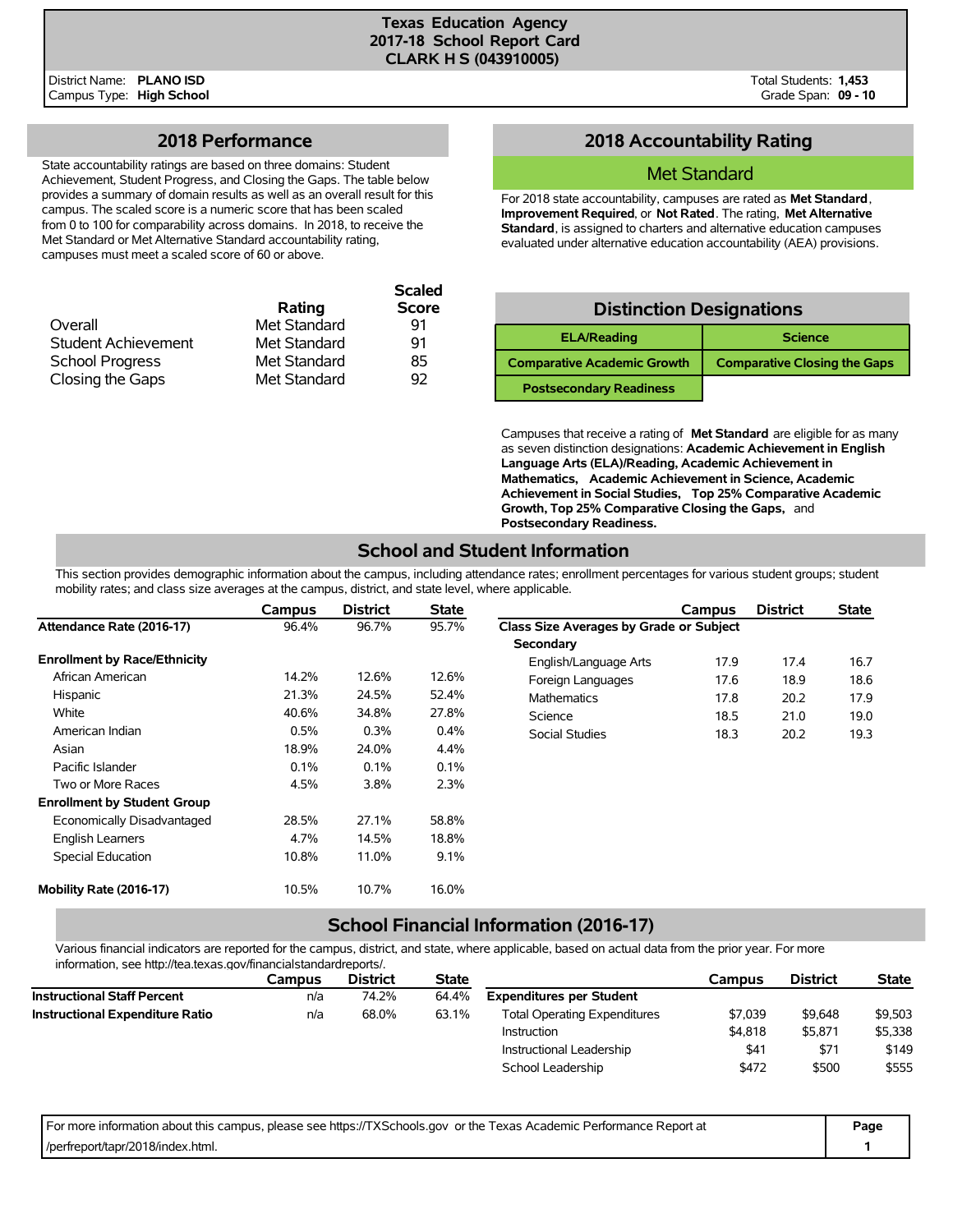# Texas Education Agency
# 2017-18 School Report Card
# CLARK H S (043910005)

District Name: **PLANO ISD**
Campus Type: **High School**

Total Students: **1,453**
Grade Span: **09 - 10**

## 2018 Performance

State accountability ratings are based on three domains: Student Achievement, Student Progress, and Closing the Gaps. The table below provides a summary of domain results as well as an overall result for this campus. The scaled score is a numeric score that has been scaled from 0 to 100 for comparability across domains. In 2018, to receive the Met Standard or Met Alternative Standard accountability rating, campuses must meet a scaled score of 60 or above.

| | Rating | Scaled Score |
|---|---|---|
| Overall | Met Standard | 91 |
| Student Achievement | Met Standard | 91 |
| School Progress | Met Standard | 85 |
| Closing the Gaps | Met Standard | 92 |

## 2018 Accountability Rating

**Met Standard**

For 2018 state accountability, campuses are rated as **Met Standard**, **Improvement Required**, or **Not Rated**. The rating, **Met Alternative Standard**, is assigned to charters and alternative education campuses evaluated under alternative education accountability (AEA) provisions.

## Distinction Designations

| | |
|---|---|
| ELA/Reading | Science |
| Comparative Academic Growth | Comparative Closing the Gaps |
| Postsecondary Readiness | |

Campuses that receive a rating of **Met Standard** are eligible for as many as seven distinction designations: **Academic Achievement in English Language Arts (ELA)/Reading, Academic Achievement in Mathematics, Academic Achievement in Science, Academic Achievement in Social Studies, Top 25% Comparative Academic Growth, Top 25% Comparative Closing the Gaps,** and **Postsecondary Readiness.**

## School and Student Information

This section provides demographic information about the campus, including attendance rates; enrollment percentages for various student groups; student mobility rates; and class size averages at the campus, district, and state level, where applicable.

| | Campus | District | State |
|---|---|---|---|
| **Attendance Rate (2016-17)** | 96.4% | 96.7% | 95.7% |
| **Enrollment by Race/Ethnicity** | | | |
| African American | 14.2% | 12.6% | 12.6% |
| Hispanic | 21.3% | 24.5% | 52.4% |
| White | 40.6% | 34.8% | 27.8% |
| American Indian | 0.5% | 0.3% | 0.4% |
| Asian | 18.9% | 24.0% | 4.4% |
| Pacific Islander | 0.1% | 0.1% | 0.1% |
| Two or More Races | 4.5% | 3.8% | 2.3% |
| **Enrollment by Student Group** | | | |
| Economically Disadvantaged | 28.5% | 27.1% | 58.8% |
| English Learners | 4.7% | 14.5% | 18.8% |
| Special Education | 10.8% | 11.0% | 9.1% |
| **Mobility Rate (2016-17)** | 10.5% | 10.7% | 16.0% |

| | Campus | District | State |
|---|---|---|---|
| **Class Size Averages by Grade or Subject** | | | |
| **Secondary** | | | |
| English/Language Arts | 17.9 | 17.4 | 16.7 |
| Foreign Languages | 17.6 | 18.9 | 18.6 |
| Mathematics | 17.8 | 20.2 | 17.9 |
| Science | 18.5 | 21.0 | 19.0 |
| Social Studies | 18.3 | 20.2 | 19.3 |

## School Financial Information (2016-17)

Various financial indicators are reported for the campus, district, and state, where applicable, based on actual data from the prior year. For more information, see http://tea.texas.gov/financialstandardreports/.

| | Campus | District | State |
|---|---|---|---|
| **Instructional Staff Percent** | n/a | 74.2% | 64.4% |
| **Instructional Expenditure Ratio** | n/a | 68.0% | 63.1% |

| | Campus | District | State |
|---|---|---|---|
| **Expenditures per Student** | | | |
| Total Operating Expenditures | $7,039 | $9,648 | $9,503 |
| Instruction | $4,818 | $5,871 | $5,338 |
| Instructional Leadership | $41 | $71 | $149 |
| School Leadership | $472 | $500 | $555 |

For more information about this campus, please see https://TXSchools.gov or the Texas Academic Performance Report at /perfreport/tapr/2018/index.html.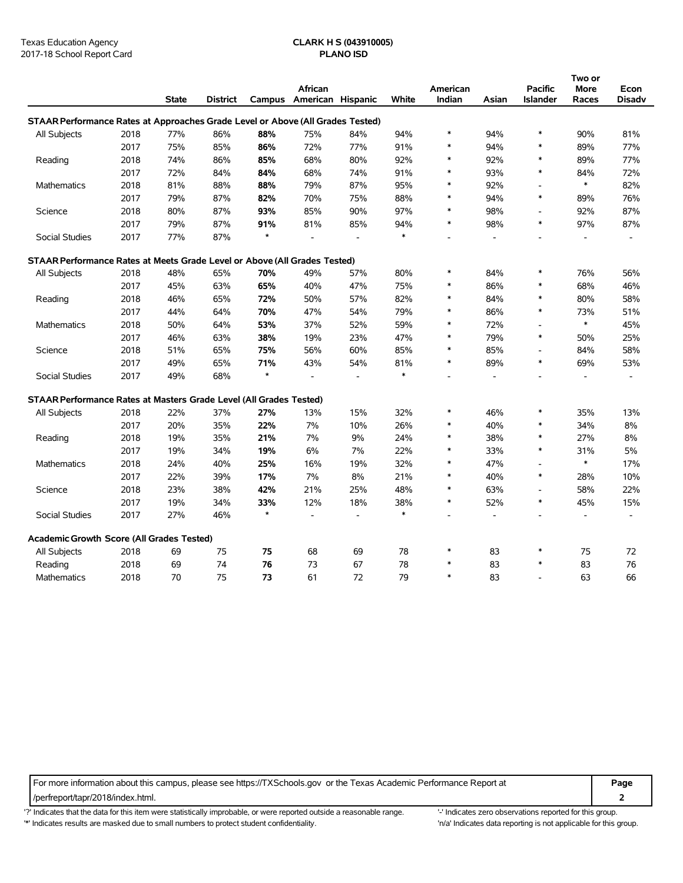Texas Education Agency
2017-18 School Report Card

**CLARK H S (043910005)**
**PLANO ISD**

| | | State | District | Campus | African American | Hispanic | White | American Indian | Asian | Pacific Islander | Two or More Races | Econ Disadv |
|---|---|---|---|---|---|---|---|---|---|---|---|---|
| **STAAR Performance Rates at Approaches Grade Level or Above (All Grades Tested)** | | | | | | | | | | | | |
| All Subjects | 2018 | 77% | 86% | **88%** | 75% | 84% | 94% | * | 94% | * | 90% | 81% |
| | 2017 | 75% | 85% | **86%** | 72% | 77% | 91% | * | 94% | * | 89% | 77% |
| Reading | 2018 | 74% | 86% | **85%** | 68% | 80% | 92% | * | 92% | * | 89% | 77% |
| | 2017 | 72% | 84% | **84%** | 68% | 74% | 91% | * | 93% | * | 84% | 72% |
| Mathematics | 2018 | 81% | 88% | **88%** | 79% | 87% | 95% | * | 92% | - | * | 82% |
| | 2017 | 79% | 87% | **82%** | 70% | 75% | 88% | * | 94% | * | 89% | 76% |
| Science | 2018 | 80% | 87% | **93%** | 85% | 90% | 97% | * | 98% | - | 92% | 87% |
| | 2017 | 79% | 87% | **91%** | 81% | 85% | 94% | * | 98% | * | 97% | 87% |
| Social Studies | 2017 | 77% | 87% | * | - | - | * | - | - | - | - | - |
| **STAAR Performance Rates at Meets Grade Level or Above (All Grades Tested)** | | | | | | | | | | | | |
| All Subjects | 2018 | 48% | 65% | **70%** | 49% | 57% | 80% | * | 84% | * | 76% | 56% |
| | 2017 | 45% | 63% | **65%** | 40% | 47% | 75% | * | 86% | * | 68% | 46% |
| Reading | 2018 | 46% | 65% | **72%** | 50% | 57% | 82% | * | 84% | * | 80% | 58% |
| | 2017 | 44% | 64% | **70%** | 47% | 54% | 79% | * | 86% | * | 73% | 51% |
| Mathematics | 2018 | 50% | 64% | **53%** | 37% | 52% | 59% | * | 72% | - | * | 45% |
| | 2017 | 46% | 63% | **38%** | 19% | 23% | 47% | * | 79% | * | 50% | 25% |
| Science | 2018 | 51% | 65% | **75%** | 56% | 60% | 85% | * | 85% | - | 84% | 58% |
| | 2017 | 49% | 65% | **71%** | 43% | 54% | 81% | * | 89% | * | 69% | 53% |
| Social Studies | 2017 | 49% | 68% | * | - | - | * | - | - | - | - | - |
| **STAAR Performance Rates at Masters Grade Level (All Grades Tested)** | | | | | | | | | | | | |
| All Subjects | 2018 | 22% | 37% | **27%** | 13% | 15% | 32% | * | 46% | * | 35% | 13% |
| | 2017 | 20% | 35% | **22%** | 7% | 10% | 26% | * | 40% | * | 34% | 8% |
| Reading | 2018 | 19% | 35% | **21%** | 7% | 9% | 24% | * | 38% | * | 27% | 8% |
| | 2017 | 19% | 34% | **19%** | 6% | 7% | 22% | * | 33% | * | 31% | 5% |
| Mathematics | 2018 | 24% | 40% | **25%** | 16% | 19% | 32% | * | 47% | - | * | 17% |
| | 2017 | 22% | 39% | **17%** | 7% | 8% | 21% | * | 40% | * | 28% | 10% |
| Science | 2018 | 23% | 38% | **42%** | 21% | 25% | 48% | * | 63% | - | 58% | 22% |
| | 2017 | 19% | 34% | **33%** | 12% | 18% | 38% | * | 52% | * | 45% | 15% |
| Social Studies | 2017 | 27% | 46% | * | - | - | * | - | - | - | - | - |
| **Academic Growth Score (All Grades Tested)** | | | | | | | | | | | | |
| All Subjects | 2018 | 69 | 75 | **75** | 68 | 69 | 78 | * | 83 | * | 75 | 72 |
| Reading | 2018 | 69 | 74 | **76** | 73 | 67 | 78 | * | 83 | * | 83 | 76 |
| Mathematics | 2018 | 70 | 75 | **73** | 61 | 72 | 79 | * | 83 | - | 63 | 66 |

For more information about this campus, please see https://TXSchools.gov or the Texas Academic Performance Report at /perfreport/tapr/2018/index.html.

'?' Indicates that the data for this item were statistically improbable, or were reported outside a reasonable range.
'*' Indicates results are masked due to small numbers to protect student confidentiality.
'-' Indicates zero observations reported for this group.
'n/a' Indicates data reporting is not applicable for this group.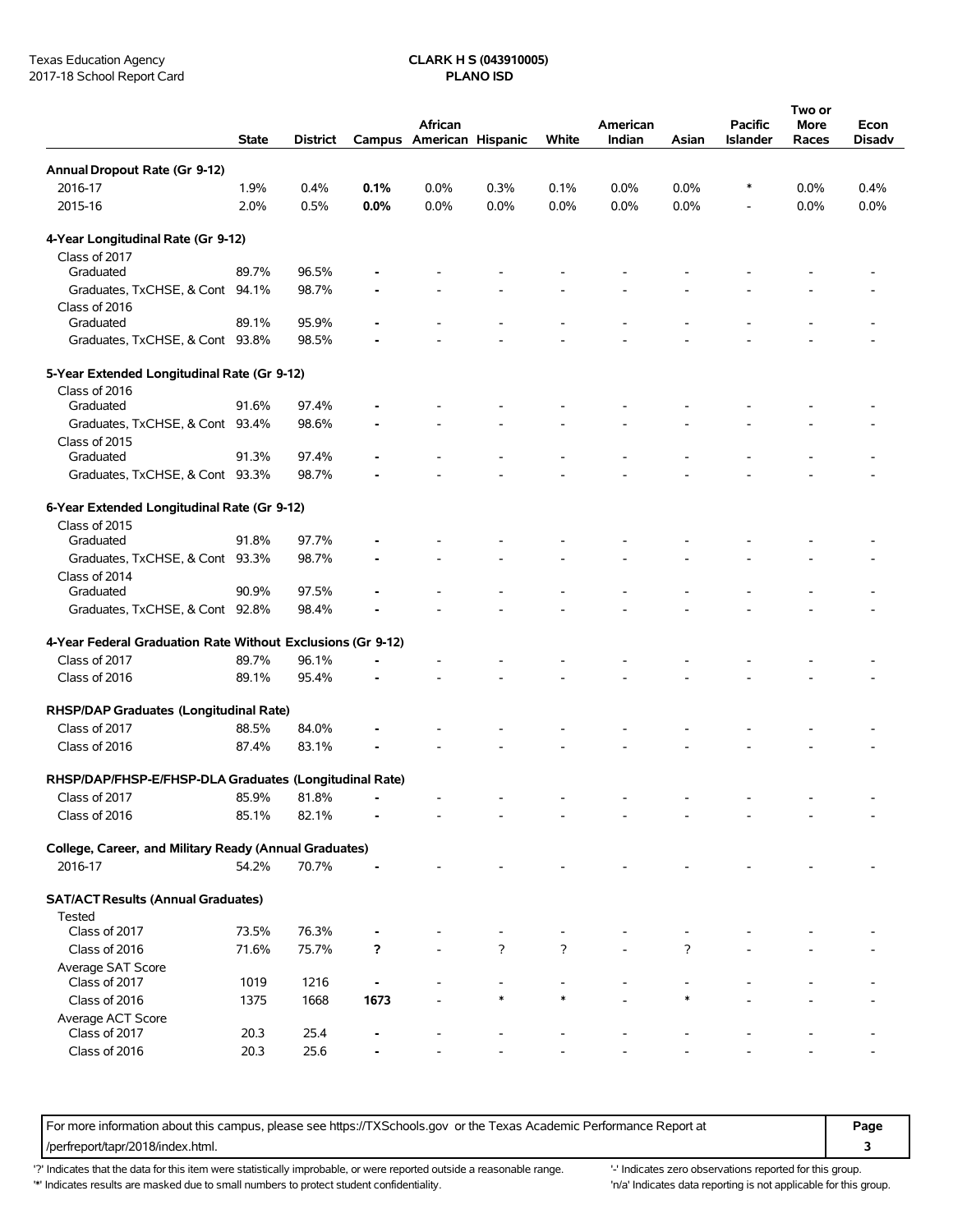Texas Education Agency
2017-18 School Report Card

**CLARK H S (043910005)**
**PLANO ISD**

| | State | District | Campus | African American | Hispanic | White | American Indian | Asian | Pacific Islander | Two or More Races | Econ Disadv |
|---|---|---|---|---|---|---|---|---|---|---|---|
| **Annual Dropout Rate (Gr 9-12)** | | | | | | | | | | | |
| 2016-17 | 1.9% | 0.4% | **0.1%** | 0.0% | 0.3% | 0.1% | 0.0% | 0.0% | * | 0.0% | 0.4% |
| 2015-16 | 2.0% | 0.5% | **0.0%** | 0.0% | 0.0% | 0.0% | 0.0% | 0.0% | - | 0.0% | 0.0% |
| **4-Year Longitudinal Rate (Gr 9-12)** | | | | | | | | | | | |
| Class of 2017 | | | | | | | | | | | |
| Graduated | 89.7% | 96.5% | **-** | - | - | - | - | - | - | - | - |
| Graduates, TxCHSE, & Cont | 94.1% | 98.7% | **-** | - | - | - | - | - | - | - | - |
| Class of 2016 | | | | | | | | | | | |
| Graduated | 89.1% | 95.9% | **-** | - | - | - | - | - | - | - | - |
| Graduates, TxCHSE, & Cont | 93.8% | 98.5% | **-** | - | - | - | - | - | - | - | - |
| **5-Year Extended Longitudinal Rate (Gr 9-12)** | | | | | | | | | | | |
| Class of 2016 | | | | | | | | | | | |
| Graduated | 91.6% | 97.4% | **-** | - | - | - | - | - | - | - | - |
| Graduates, TxCHSE, & Cont | 93.4% | 98.6% | **-** | - | - | - | - | - | - | - | - |
| Class of 2015 | | | | | | | | | | | |
| Graduated | 91.3% | 97.4% | **-** | - | - | - | - | - | - | - | - |
| Graduates, TxCHSE, & Cont | 93.3% | 98.7% | **-** | - | - | - | - | - | - | - | - |
| **6-Year Extended Longitudinal Rate (Gr 9-12)** | | | | | | | | | | | |
| Class of 2015 | | | | | | | | | | | |
| Graduated | 91.8% | 97.7% | **-** | - | - | - | - | - | - | - | - |
| Graduates, TxCHSE, & Cont | 93.3% | 98.7% | **-** | - | - | - | - | - | - | - | - |
| Class of 2014 | | | | | | | | | | | |
| Graduated | 90.9% | 97.5% | **-** | - | - | - | - | - | - | - | - |
| Graduates, TxCHSE, & Cont | 92.8% | 98.4% | **-** | - | - | - | - | - | - | - | - |
| **4-Year Federal Graduation Rate Without Exclusions (Gr 9-12)** | | | | | | | | | | | |
| Class of 2017 | 89.7% | 96.1% | **-** | - | - | - | - | - | - | - | - |
| Class of 2016 | 89.1% | 95.4% | **-** | - | - | - | - | - | - | - | - |
| **RHSP/DAP Graduates (Longitudinal Rate)** | | | | | | | | | | | |
| Class of 2017 | 88.5% | 84.0% | **-** | - | - | - | - | - | - | - | - |
| Class of 2016 | 87.4% | 83.1% | **-** | - | - | - | - | - | - | - | - |
| **RHSP/DAP/FHSP-E/FHSP-DLA Graduates (Longitudinal Rate)** | | | | | | | | | | | |
| Class of 2017 | 85.9% | 81.8% | **-** | - | - | - | - | - | - | - | - |
| Class of 2016 | 85.1% | 82.1% | **-** | - | - | - | - | - | - | - | - |
| **College, Career, and Military Ready (Annual Graduates)** | | | | | | | | | | | |
| 2016-17 | 54.2% | 70.7% | **-** | - | - | - | - | - | - | - | - |
| **SAT/ACT Results (Annual Graduates)** | | | | | | | | | | | |
| Tested | | | | | | | | | | | |
| Class of 2017 | 73.5% | 76.3% | **-** | - | - | - | - | - | - | - | - |
| Class of 2016 | 71.6% | 75.7% | **?** | - | ? | ? | - | ? | - | - | - |
| Average SAT Score | | | | | | | | | | | |
| Class of 2017 | 1019 | 1216 | **-** | - | - | - | - | - | - | - | - |
| Class of 2016 | 1375 | 1668 | **1673** | - | * | * | - | * | - | - | - |
| Average ACT Score | | | | | | | | | | | |
| Class of 2017 | 20.3 | 25.4 | **-** | - | - | - | - | - | - | - | - |
| Class of 2016 | 20.3 | 25.6 | **-** | - | - | - | - | - | - | - | - |

For more information about this campus, please see https://TXSchools.gov or the Texas Academic Performance Report at /perfreport/tapr/2018/index.html.

'?' Indicates that the data for this item were statistically improbable, or were reported outside a reasonable range.
'*' Indicates results are masked due to small numbers to protect student confidentiality.
'-' Indicates zero observations reported for this group.
'n/a' Indicates data reporting is not applicable for this group.